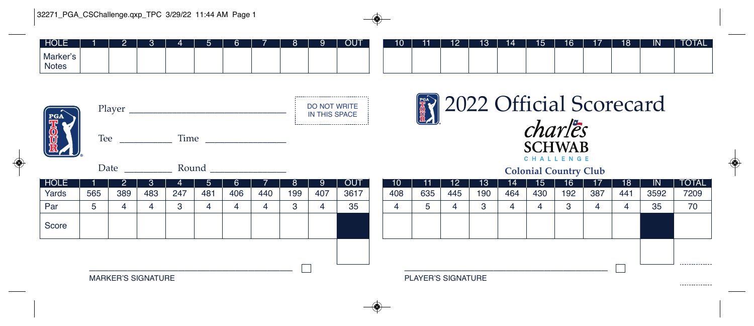| HOLE | 1 | 2 | 3 | 4 | 5 | 6 | 7 | 8 | 9 | OUT | 10 | 11 | 12 | 13 | 14 | 15 | 16 | 17 | 18 | IN | TOTAL |
|---|---|---|---|---|---|---|---|---|---|---|---|---|---|---|---|---|---|---|---|---|---|
| Marker's Notes | | | | | | | | | | | | | | | | | | | | | |

Player ______________________________

DO NOT WRITE IN THIS SPACE

Tee __________ Time ______________

Date _________ Round ______________

# 2022 Official Scorecard

**charles SCHWAB CHALLENGE**

**Colonial Country Club**

| HOLE | 1 | 2 | 3 | 4 | 5 | 6 | 7 | 8 | 9 | OUT | 10 | 11 | 12 | 13 | 14 | 15 | 16 | 17 | 18 | IN | TOTAL |
|---|---|---|---|---|---|---|---|---|---|---|---|---|---|---|---|---|---|---|---|---|---|
| Yards | 565 | 389 | 483 | 247 | 481 | 406 | 440 | 199 | 407 | 3617 | 408 | 635 | 445 | 190 | 464 | 430 | 192 | 387 | 441 | 3592 | 7209 |
| Par | 5 | 4 | 4 | 3 | 4 | 4 | 4 | 3 | 4 | 35 | 4 | 5 | 4 | 3 | 4 | 4 | 3 | 4 | 4 | 35 | 70 |
| Score | | | | | | | | | | | | | | | | | | | | | |

______________________________________ ☐

MARKER'S SIGNATURE

______________________________________ ☐

PLAYER'S SIGNATURE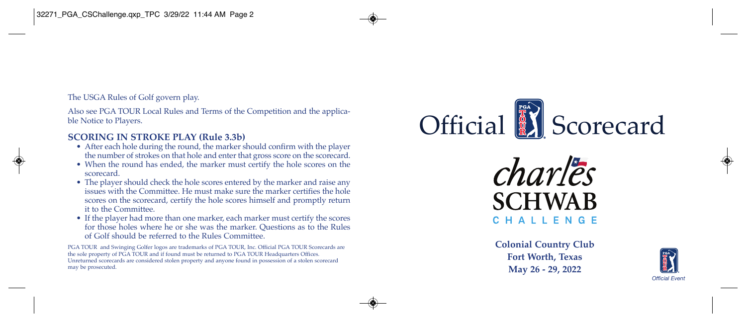The USGA Rules of Golf govern play.

Also see PGA TOUR Local Rules and Terms of the Competition and the applicable Notice to Players.

### SCORING IN STROKE PLAY (Rule 3.3b)

- After each hole during the round, the marker should confirm with the player the number of strokes on that hole and enter that gross score on the scorecard.
- When the round has ended, the marker must certify the hole scores on the scorecard.
- The player should check the hole scores entered by the marker and raise any issues with the Committee. He must make sure the marker certifies the hole scores on the scorecard, certify the hole scores himself and promptly return it to the Committee.
- If the player had more than one marker, each marker must certify the scores for those holes where he or she was the marker. Questions as to the Rules of Golf should be referred to the Rules Committee.

PGA TOUR and Swinging Golfer logos are trademarks of PGA TOUR, Inc. Official PGA TOUR Scorecards are the sole property of PGA TOUR and if found must be returned to PGA TOUR Headquarters Offices. Unreturned scorecards are considered stolen property and anyone found in possession of a stolen scorecard may be prosecuted.

# Official Scorecard

charles SCHWAB CHALLENGE

**Colonial Country Club**
**Fort Worth, Texas**
**May 26 - 29, 2022**

*Official Event*